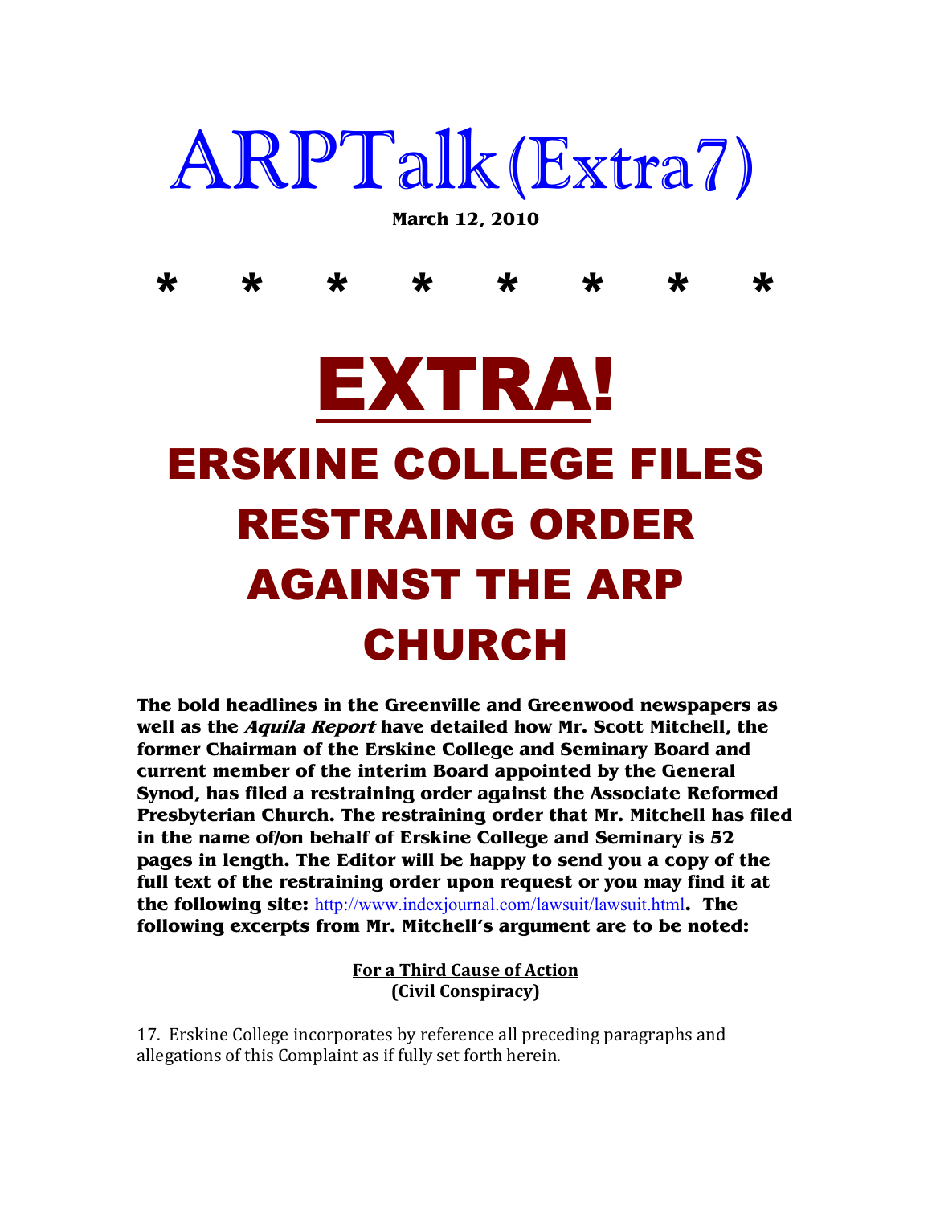# ARPTalk (Extra7)

**March 12, 2010**

*    *    *    *    *    *    *    *

# EXTRA!

# ERSKINE COLLEGE FILES RESTRAING ORDER AGAINST THE ARP CHURCH

**The bold headlines in the Greenville and Greenwood newspapers as well as the *Aquila Report* have detailed how Mr. Scott Mitchell, the former Chairman of the Erskine College and Seminary Board and current member of the interim Board appointed by the General Synod, has filed a restraining order against the Associate Reformed Presbyterian Church. The restraining order that Mr. Mitchell has filed in the name of/on behalf of Erskine College and Seminary is 52 pages in length. The Editor will be happy to send you a copy of the full text of the restraining order upon request or you may find it at the following site:** http://www.indexjournal.com/lawsuit/lawsuit.html**. The following excerpts from Mr. Mitchell's argument are to be noted:**

**For a Third Cause of Action**
**(Civil Conspiracy)**

17. Erskine College incorporates by reference all preceding paragraphs and allegations of this Complaint as if fully set forth herein.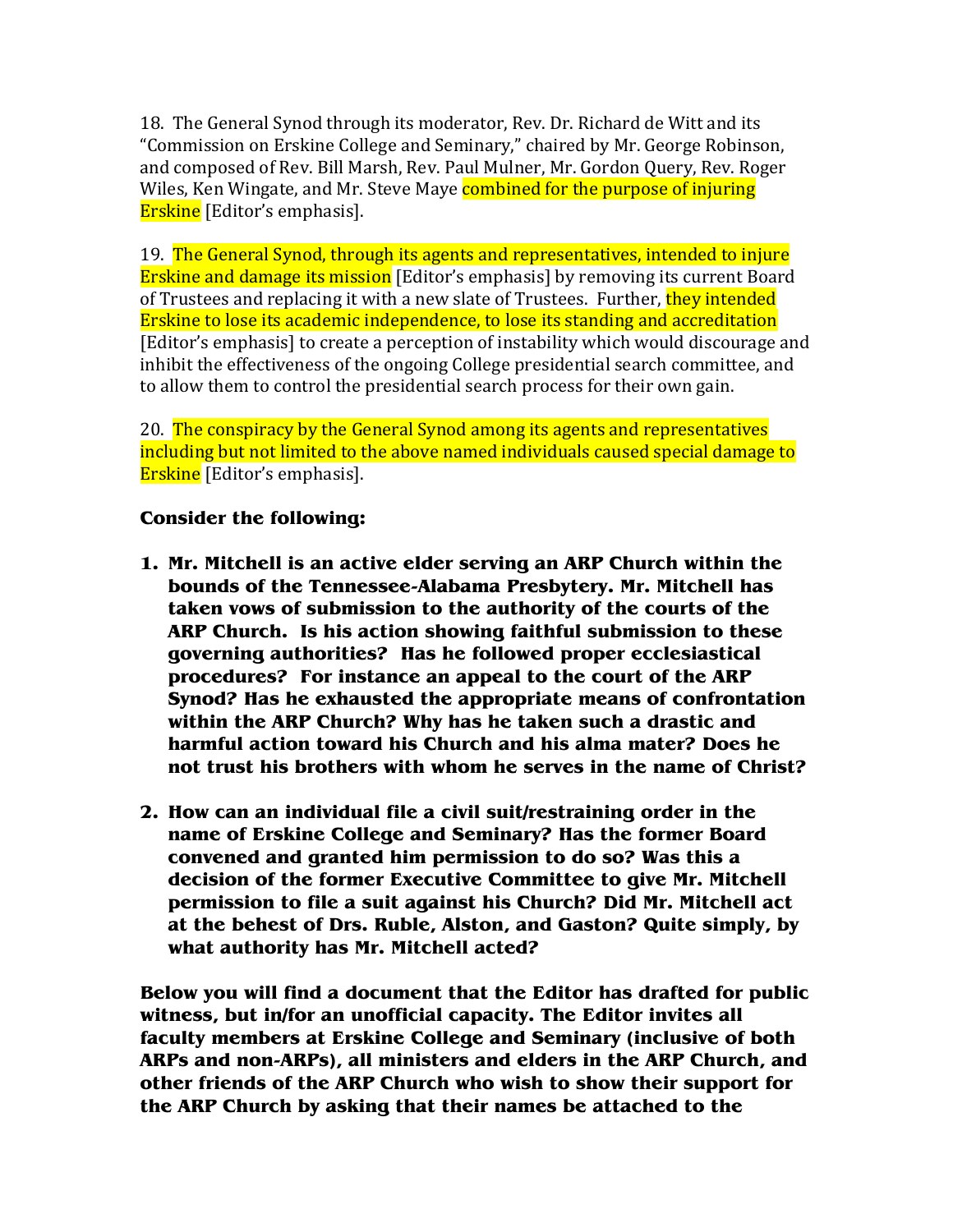18. The General Synod through its moderator, Rev. Dr. Richard de Witt and its "Commission on Erskine College and Seminary," chaired by Mr. George Robinson, and composed of Rev. Bill Marsh, Rev. Paul Mulner, Mr. Gordon Query, Rev. Roger Wiles, Ken Wingate, and Mr. Steve Maye combined for the purpose of injuring Erskine [Editor's emphasis].

19. The General Synod, through its agents and representatives, intended to injure Erskine and damage its mission [Editor's emphasis] by removing its current Board of Trustees and replacing it with a new slate of Trustees. Further, they intended Erskine to lose its academic independence, to lose its standing and accreditation [Editor's emphasis] to create a perception of instability which would discourage and inhibit the effectiveness of the ongoing College presidential search committee, and to allow them to control the presidential search process for their own gain.

20. The conspiracy by the General Synod among its agents and representatives including but not limited to the above named individuals caused special damage to Erskine [Editor's emphasis].

**Consider the following:**

1. **Mr. Mitchell is an active elder serving an ARP Church within the bounds of the Tennessee-Alabama Presbytery. Mr. Mitchell has taken vows of submission to the authority of the courts of the ARP Church. Is his action showing faithful submission to these governing authorities? Has he followed proper ecclesiastical procedures? For instance an appeal to the court of the ARP Synod? Has he exhausted the appropriate means of confrontation within the ARP Church? Why has he taken such a drastic and harmful action toward his Church and his alma mater? Does he not trust his brothers with whom he serves in the name of Christ?**

2. **How can an individual file a civil suit/restraining order in the name of Erskine College and Seminary? Has the former Board convened and granted him permission to do so? Was this a decision of the former Executive Committee to give Mr. Mitchell permission to file a suit against his Church? Did Mr. Mitchell act at the behest of Drs. Ruble, Alston, and Gaston? Quite simply, by what authority has Mr. Mitchell acted?**

**Below you will find a document that the Editor has drafted for public witness, but in/for an unofficial capacity. The Editor invites all faculty members at Erskine College and Seminary (inclusive of both ARPs and non-ARPs), all ministers and elders in the ARP Church, and other friends of the ARP Church who wish to show their support for the ARP Church by asking that their names be attached to the**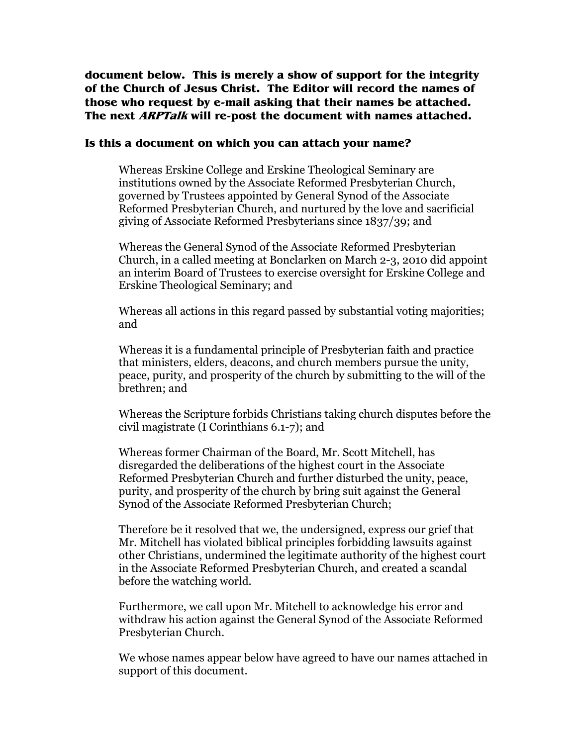**document below. This is merely a show of support for the integrity of the Church of Jesus Christ. The Editor will record the names of those who request by e-mail asking that their names be attached. The next *ARPTalk* will re-post the document with names attached.**

**Is this a document on which you can attach your name?**

> Whereas Erskine College and Erskine Theological Seminary are institutions owned by the Associate Reformed Presbyterian Church, governed by Trustees appointed by General Synod of the Associate Reformed Presbyterian Church, and nurtured by the love and sacrificial giving of Associate Reformed Presbyterians since 1837/39; and
>
> Whereas the General Synod of the Associate Reformed Presbyterian Church, in a called meeting at Bonclarken on March 2-3, 2010 did appoint an interim Board of Trustees to exercise oversight for Erskine College and Erskine Theological Seminary; and
>
> Whereas all actions in this regard passed by substantial voting majorities; and
>
> Whereas it is a fundamental principle of Presbyterian faith and practice that ministers, elders, deacons, and church members pursue the unity, peace, purity, and prosperity of the church by submitting to the will of the brethren; and
>
> Whereas the Scripture forbids Christians taking church disputes before the civil magistrate (I Corinthians 6.1-7); and
>
> Whereas former Chairman of the Board, Mr. Scott Mitchell, has disregarded the deliberations of the highest court in the Associate Reformed Presbyterian Church and further disturbed the unity, peace, purity, and prosperity of the church by bring suit against the General Synod of the Associate Reformed Presbyterian Church;
>
> Therefore be it resolved that we, the undersigned, express our grief that Mr. Mitchell has violated biblical principles forbidding lawsuits against other Christians, undermined the legitimate authority of the highest court in the Associate Reformed Presbyterian Church, and created a scandal before the watching world.
>
> Furthermore, we call upon Mr. Mitchell to acknowledge his error and withdraw his action against the General Synod of the Associate Reformed Presbyterian Church.
>
> We whose names appear below have agreed to have our names attached in support of this document.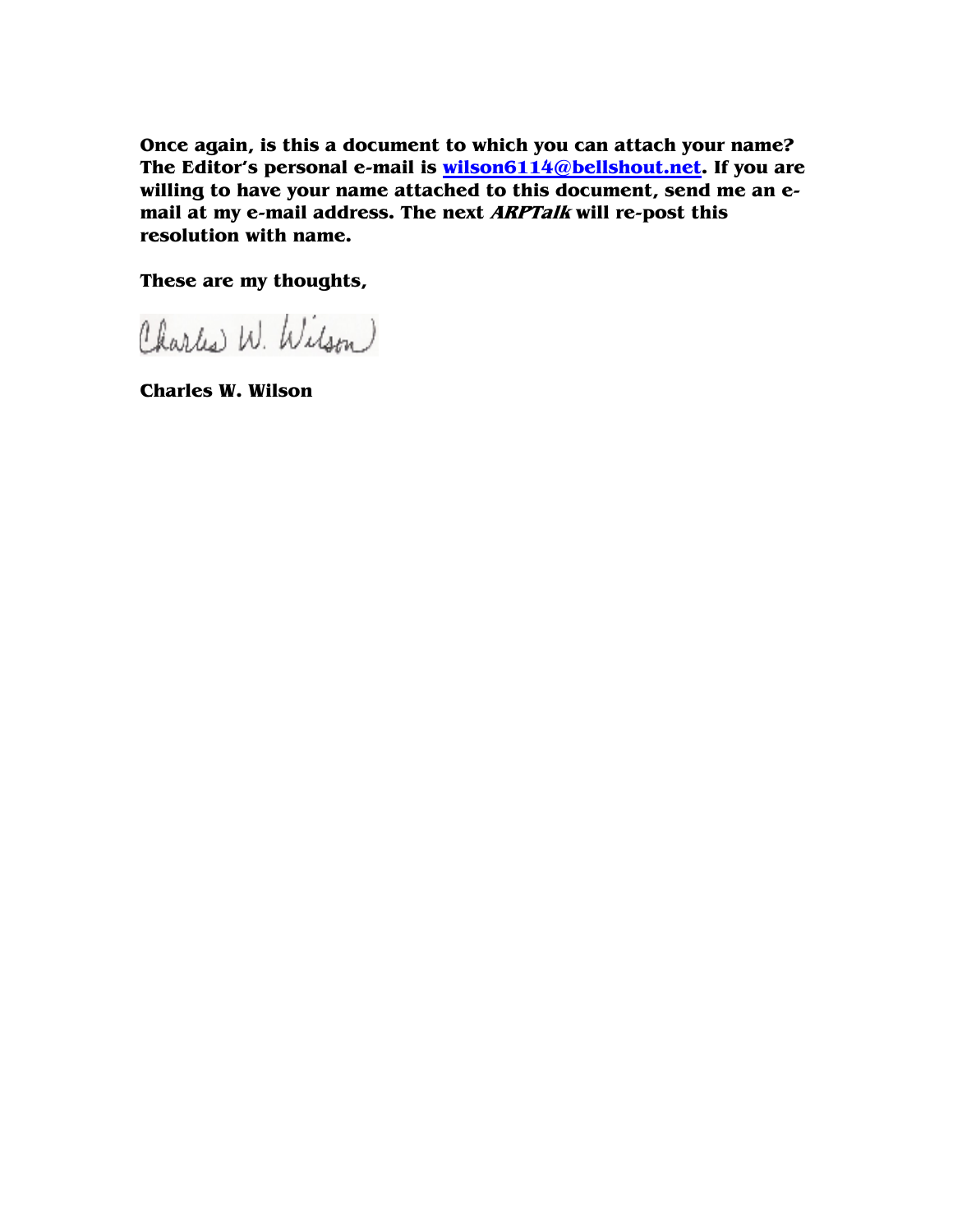**Once again, is this a document to which you can attach your name? The Editor's personal e-mail is [wilson6114@bellshout.net](mailto:wilson6114@bellshout.net). If you are willing to have your name attached to this document, send me an e-mail at my e-mail address. The next *ARPTalk* will re-post this resolution with name.**

**These are my thoughts,**

Charles W. Wilson

**Charles W. Wilson**